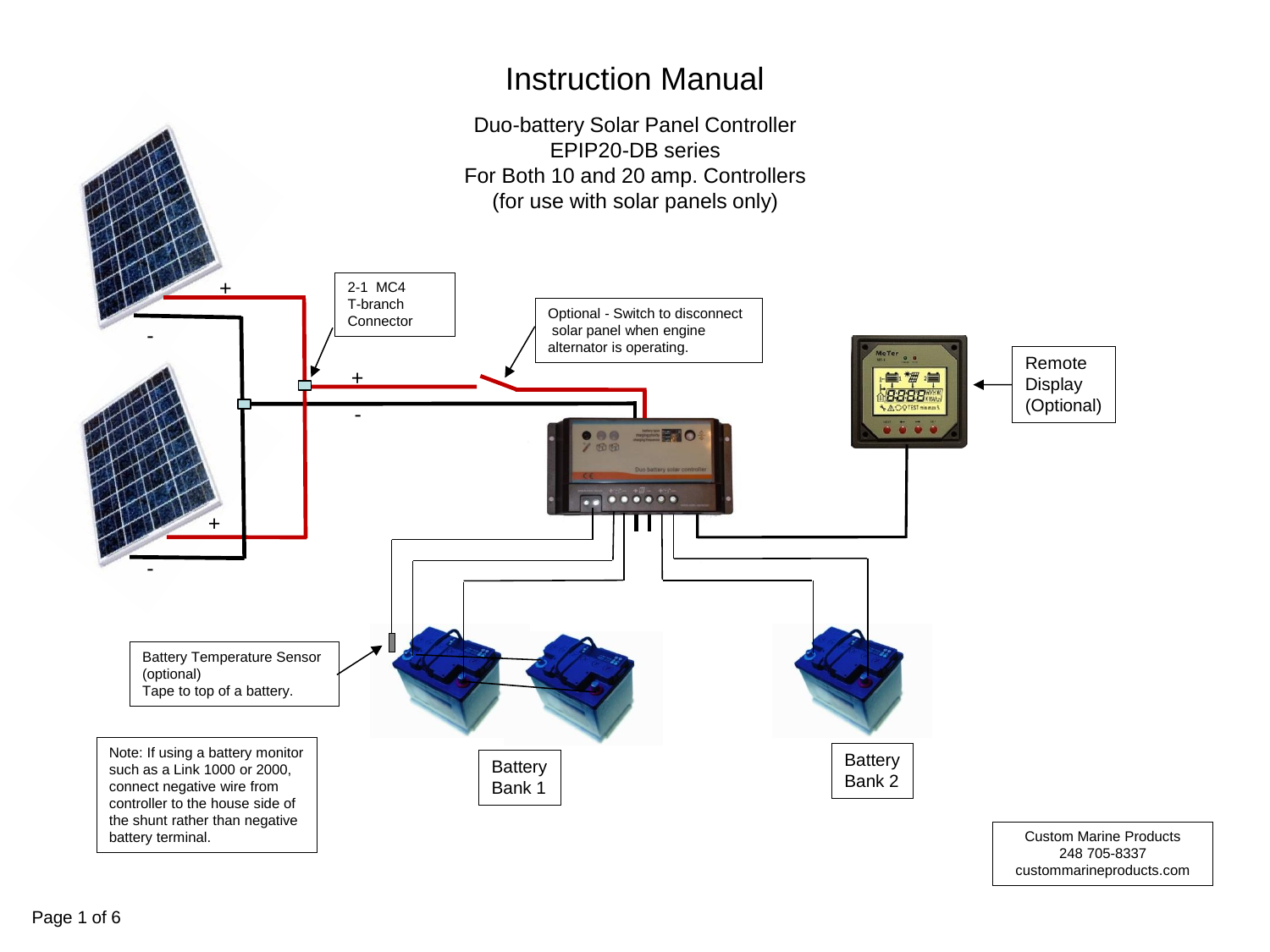# Instruction Manual

Duo-battery Solar Panel Controller
EPIP20-DB series
For Both 10 and 20 amp. Controllers
(for use with solar panels only)

2-1 MC4 T-branch Connector

Optional - Switch to disconnect solar panel when engine alternator is operating.

Remote Display (Optional)

Battery Temperature Sensor (optional)
Tape to top of a battery.

Note: If using a battery monitor such as a Link 1000 or 2000, connect negative wire from controller to the house side of the shunt rather than negative battery terminal.

Battery Bank 1

Battery Bank 2

Custom Marine Products
248 705-8337
custommarineproducts.com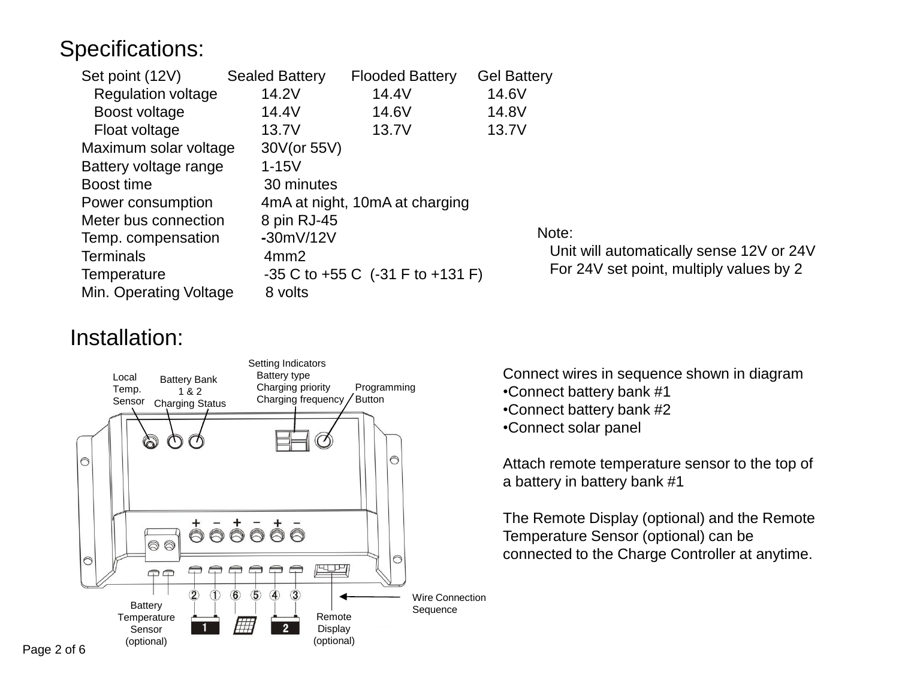## Specifications:

| Set point (12V) | Sealed Battery | Flooded Battery | Gel Battery |
| --- | --- | --- | --- |
| Regulation voltage | 14.2V | 14.4V | 14.6V |
| Boost voltage | 14.4V | 14.6V | 14.8V |
| Float voltage | 13.7V | 13.7V | 13.7V |

| | |
| --- | --- |
| Maximum solar voltage | 30V(or 55V) |
| Battery voltage range | 1-15V |
| Boost time | 30 minutes |
| Power consumption | 4mA at night, 10mA at charging |
| Meter bus connection | 8 pin RJ-45 |
| Temp. compensation | -30mV/12V |
| Terminals | 4mm2 |
| Temperature | -35 C to +55 C (-31 F to +131 F) |
| Min. Operating Voltage | 8 volts |

Note:
Unit will automatically sense 12V or 24V
For 24V set point, multiply values by 2

## Installation:

Local Temp. Sensor

Battery Bank 1 & 2 Charging Status

Setting Indicators
Battery type
Charging priority
Charging frequency

Programming Button

Battery Temperature Sensor (optional)

Remote Display (optional)

Wire Connection Sequence

Connect wires in sequence shown in diagram

- Connect battery bank #1
- Connect battery bank #2
- Connect solar panel

Attach remote temperature sensor to the top of a battery in battery bank #1

The Remote Display (optional) and the Remote Temperature Sensor (optional) can be connected to the Charge Controller at anytime.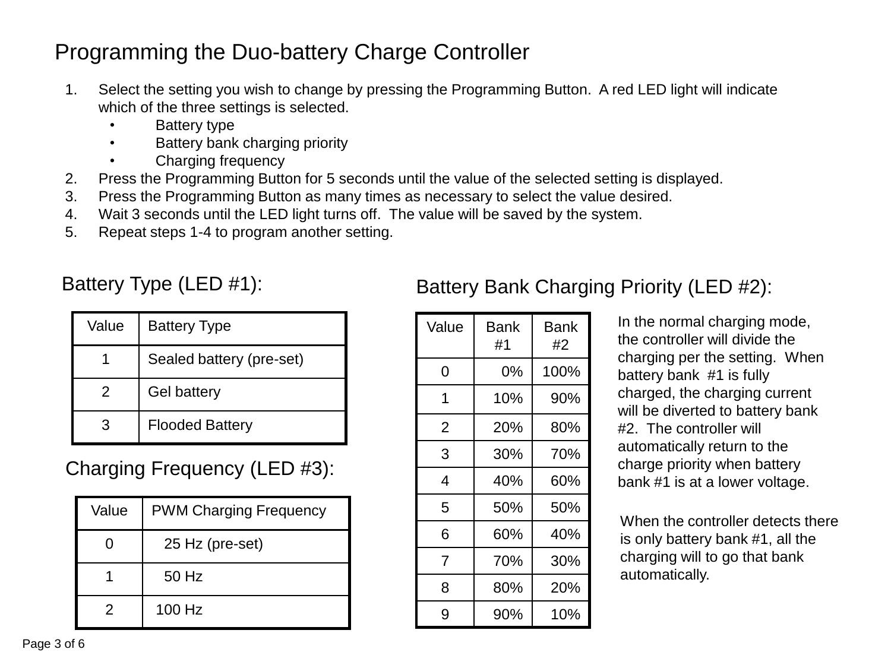# Programming the Duo-battery Charge Controller

1. Select the setting you wish to change by pressing the Programming Button. A red LED light will indicate which of the three settings is selected.
   - Battery type
   - Battery bank charging priority
   - Charging frequency
2. Press the Programming Button for 5 seconds until the value of the selected setting is displayed.
3. Press the Programming Button as many times as necessary to select the value desired.
4. Wait 3 seconds until the LED light turns off. The value will be saved by the system.
5. Repeat steps 1-4 to program another setting.

## Battery Type (LED #1):

| Value | Battery Type |
|---|---|
| 1 | Sealed battery (pre-set) |
| 2 | Gel battery |
| 3 | Flooded Battery |

## Charging Frequency (LED #3):

| Value | PWM Charging Frequency |
|---|---|
| 0 | 25 Hz (pre-set) |
| 1 | 50 Hz |
| 2 | 100 Hz |

## Battery Bank Charging Priority (LED #2):

| Value | Bank #1 | Bank #2 |
|---|---|---|
| 0 | 0% | 100% |
| 1 | 10% | 90% |
| 2 | 20% | 80% |
| 3 | 30% | 70% |
| 4 | 40% | 60% |
| 5 | 50% | 50% |
| 6 | 60% | 40% |
| 7 | 70% | 30% |
| 8 | 80% | 20% |
| 9 | 90% | 10% |

In the normal charging mode, the controller will divide the charging per the setting. When battery bank #1 is fully charged, the charging current will be diverted to battery bank #2. The controller will automatically return to the charge priority when battery bank #1 is at a lower voltage.

When the controller detects there is only battery bank #1, all the charging will to go that bank automatically.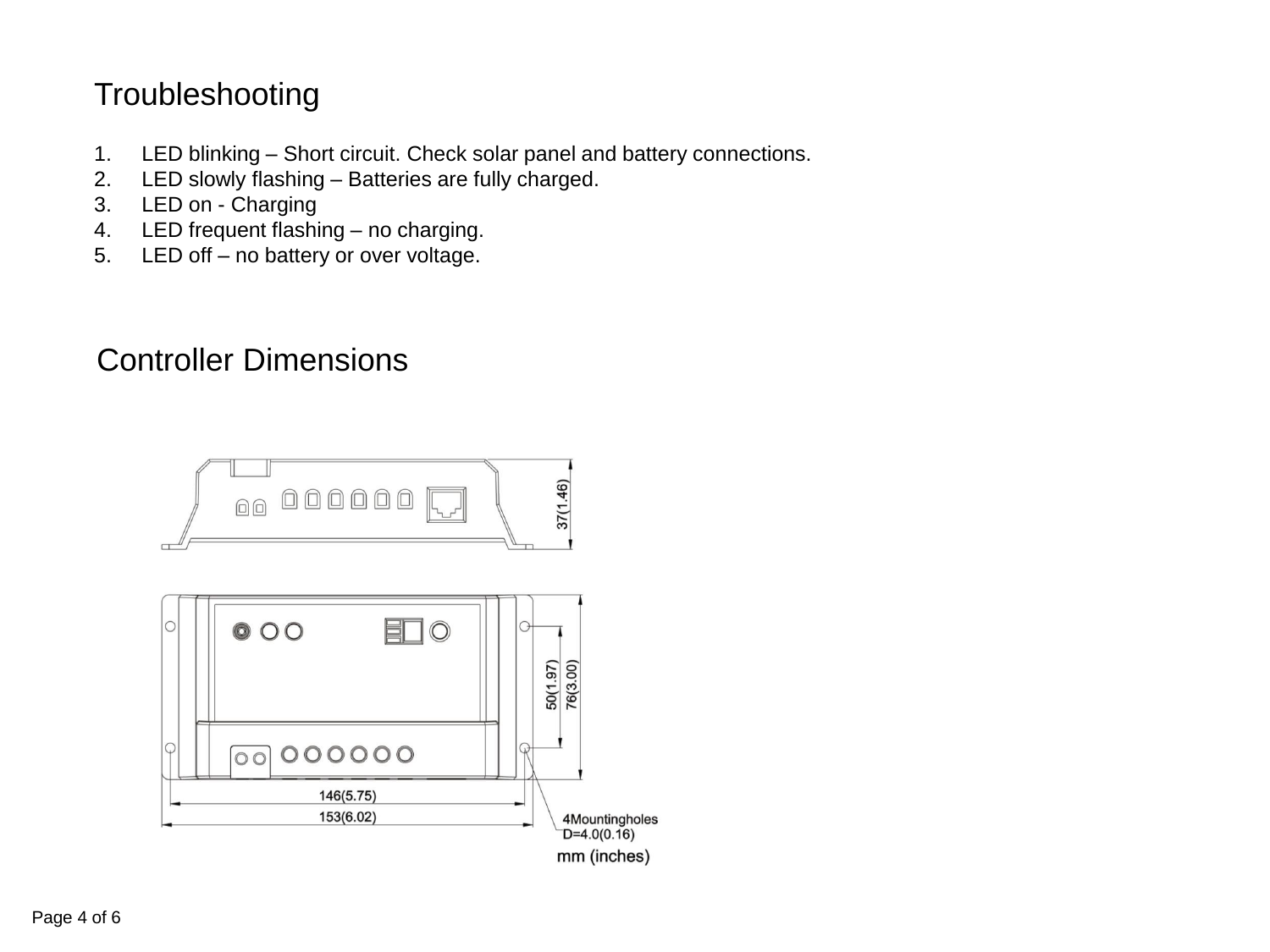## Troubleshooting

1. LED blinking – Short circuit. Check solar panel and battery connections.
2. LED slowly flashing – Batteries are fully charged.
3. LED on - Charging
4. LED frequent flashing – no charging.
5. LED off – no battery or over voltage.

## Controller Dimensions

37(1.46)

50(1.97)

76(3.00)

146(5.75)

153(6.02)

4Mountingholes
D=4.0(0.16)

mm (inches)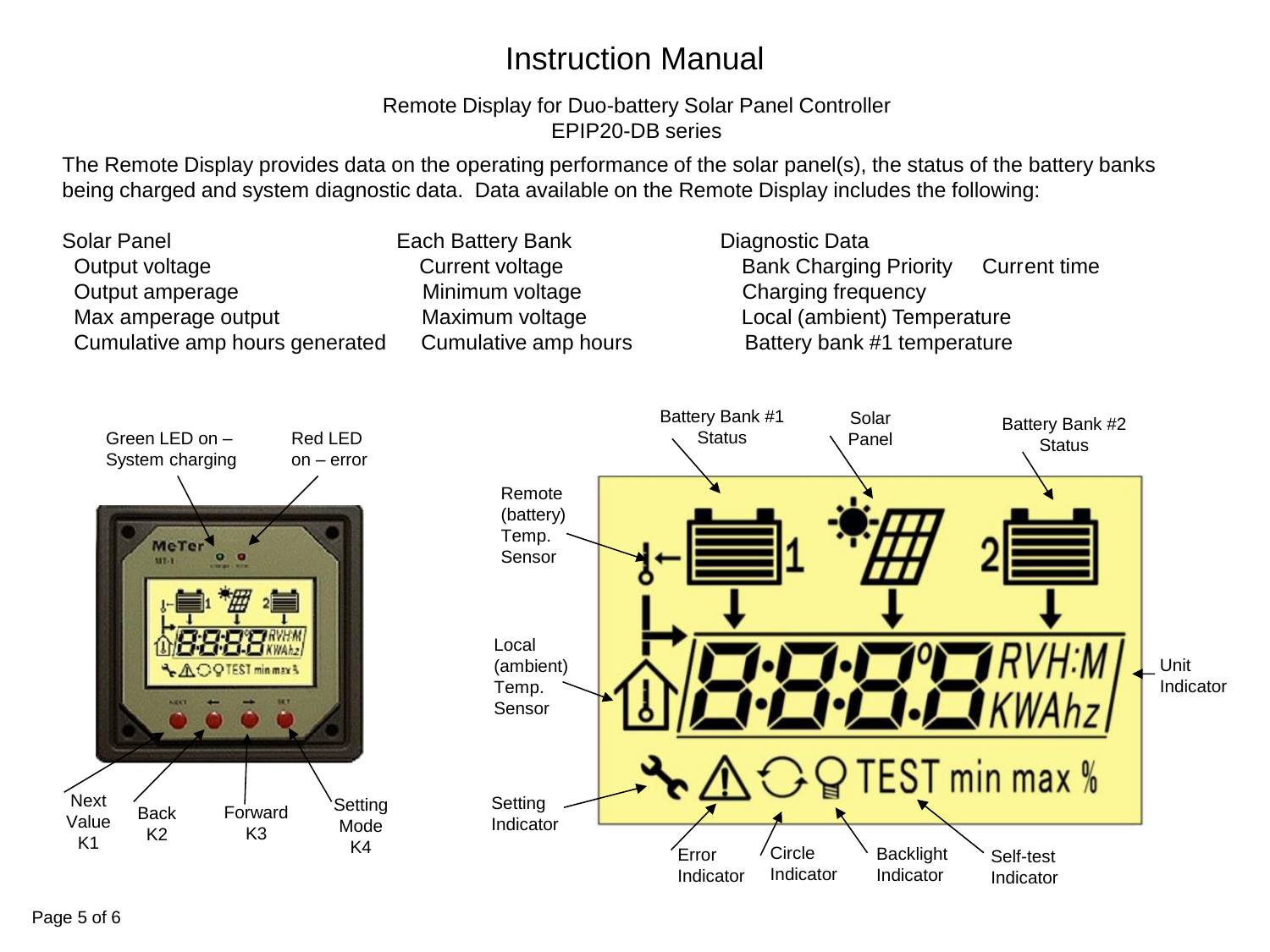# Instruction Manual

Remote Display for Duo-battery Solar Panel Controller
EPIP20-DB series

The Remote Display provides data on the operating performance of the solar panel(s), the status of the battery banks being charged and system diagnostic data. Data available on the Remote Display includes the following:

| Solar Panel | Each Battery Bank | Diagnostic Data | |
|---|---|---|---|
| Output voltage | Current voltage | Bank Charging Priority | Current time |
| Output amperage | Minimum voltage | Charging frequency | |
| Max amperage output | Maximum voltage | Local (ambient) Temperature | |
| Cumulative amp hours generated | Cumulative amp hours | Battery bank #1 temperature | |

Green LED on – System charging

Red LED on – error

Next Value K1

Back K2

Forward K3

Setting Mode K4

Battery Bank #1 Status

Solar Panel

Battery Bank #2 Status

Remote (battery) Temp. Sensor

Local (ambient) Temp. Sensor

Unit Indicator

Setting Indicator

Error Indicator

Circle Indicator

Backlight Indicator

Self-test Indicator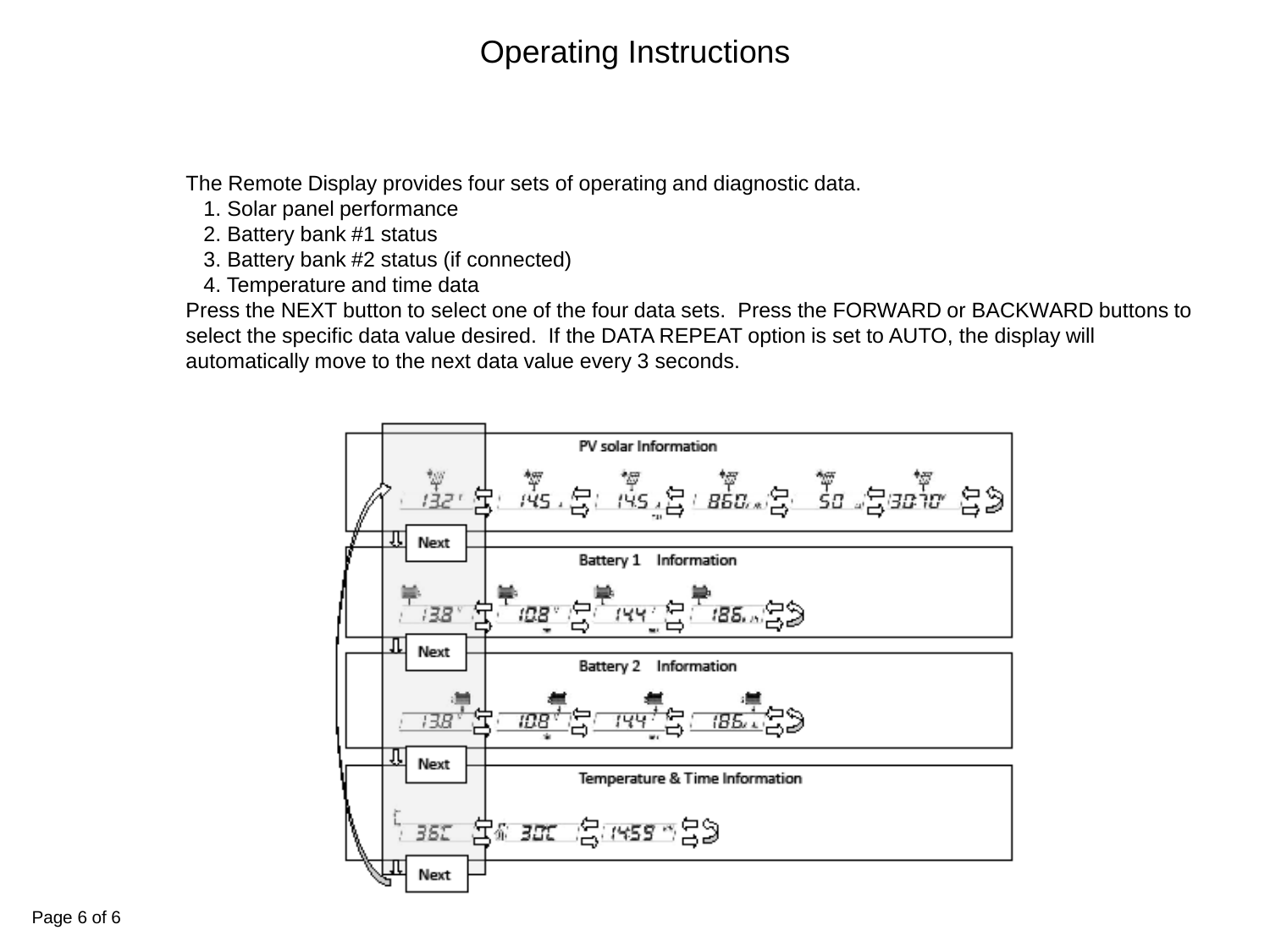# Operating Instructions

The Remote Display provides four sets of operating and diagnostic data.

1. Solar panel performance
2. Battery bank #1 status
3. Battery bank #2 status (if connected)
4. Temperature and time data

Press the NEXT button to select one of the four data sets. Press the FORWARD or BACKWARD buttons to select the specific data value desired. If the DATA REPEAT option is set to AUTO, the display will automatically move to the next data value every 3 seconds.

PV solar Information

Next

Battery 1 Information

Next

Battery 2 Information

Next

Temperature & Time Information

Next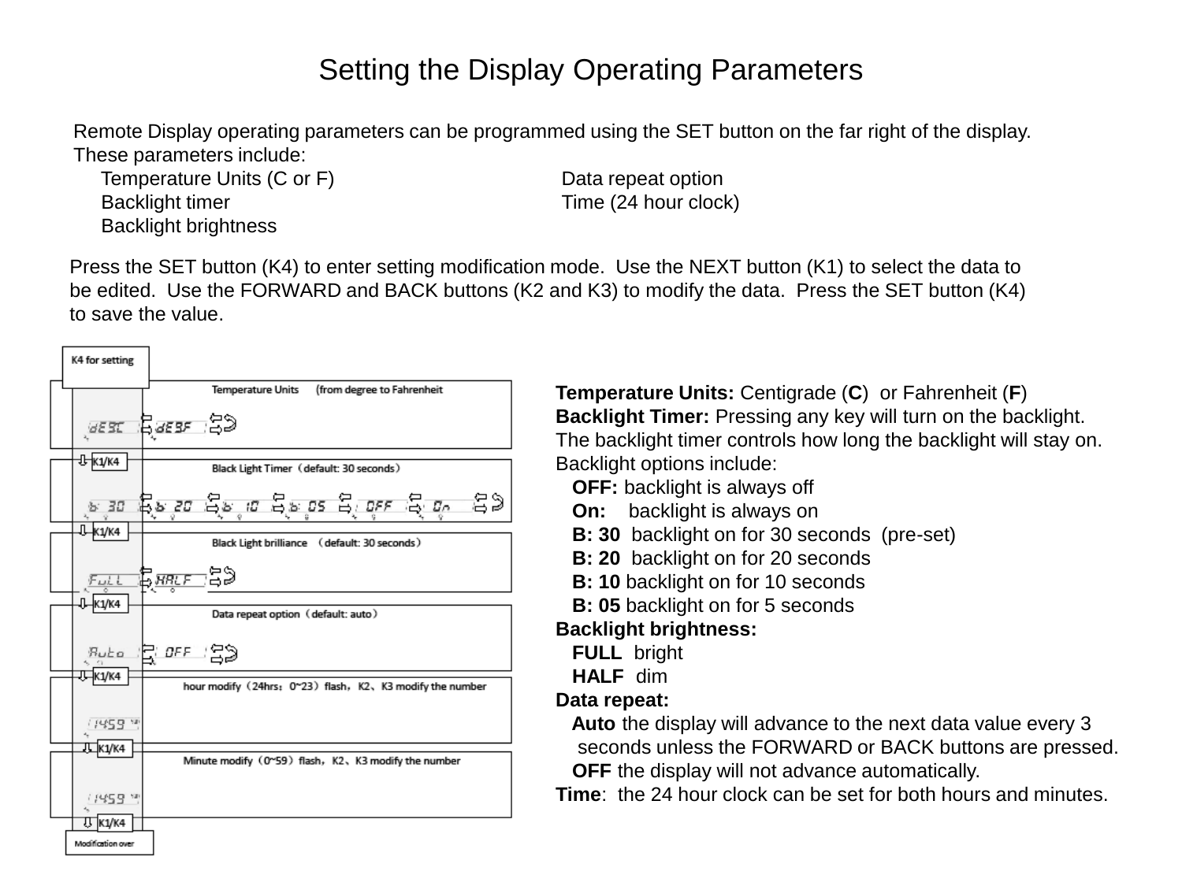# Setting the Display Operating Parameters

Remote Display operating parameters can be programmed using the SET button on the far right of the display. These parameters include:

- Temperature Units (C or F)
- Backlight timer
- Backlight brightness
- Data repeat option
- Time (24 hour clock)

Press the SET button (K4) to enter setting modification mode. Use the NEXT button (K1) to select the data to be edited. Use the FORWARD and BACK buttons (K2 and K3) to modify the data. Press the SET button (K4) to save the value.

K4 for setting

Temperature Units (from degree to Fahrenheit)

deg C ⇄ deg F

K1/K4

Black Light Timer（default: 30 seconds）

b: 30 ⇄ b: 20 ⇄ b: 10 ⇄ b: 05 ⇄ OFF ⇄ On

K1/K4

Black Light brilliance （default: 30 seconds）

FULL ⇄ HALF

K1/K4

Data repeat option（default: auto）

Auto ⇄ OFF

K1/K4

hour modify（24hrs：0~23）flash，K2、K3 modify the number

14 59

K1/K4

Minute modify（0~59）flash，K2、K3 modify the number

14 59

K1/K4

Modification over

**Temperature Units:** Centigrade (**C**) or Fahrenheit (**F**)

**Backlight Timer:** Pressing any key will turn on the backlight. The backlight timer controls how long the backlight will stay on. Backlight options include:

- **OFF:** backlight is always off
- **On:** backlight is always on
- **B: 30** backlight on for 30 seconds (pre-set)
- **B: 20** backlight on for 20 seconds
- **B: 10** backlight on for 10 seconds
- **B: 05** backlight on for 5 seconds

**Backlight brightness:**

- **FULL** bright
- **HALF** dim

**Data repeat:**

- **Auto** the display will advance to the next data value every 3 seconds unless the FORWARD or BACK buttons are pressed.
- **OFF** the display will not advance automatically.

**Time**: the 24 hour clock can be set for both hours and minutes.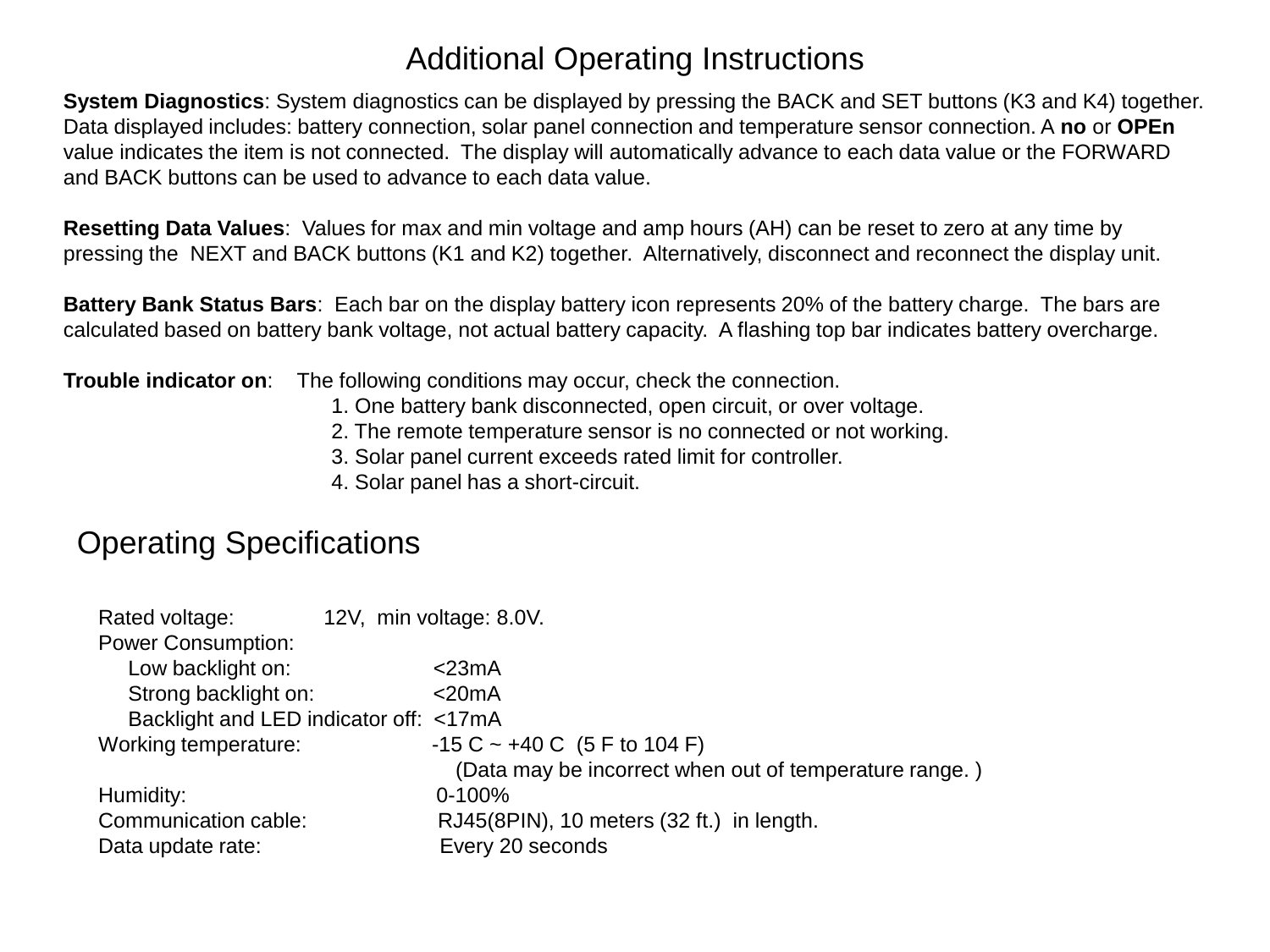# Additional Operating Instructions

**System Diagnostics**: System diagnostics can be displayed by pressing the BACK and SET buttons (K3 and K4) together. Data displayed includes: battery connection, solar panel connection and temperature sensor connection. A **no** or **OPEn** value indicates the item is not connected. The display will automatically advance to each data value or the FORWARD and BACK buttons can be used to advance to each data value.

**Resetting Data Values**: Values for max and min voltage and amp hours (AH) can be reset to zero at any time by pressing the NEXT and BACK buttons (K1 and K2) together. Alternatively, disconnect and reconnect the display unit.

**Battery Bank Status Bars**: Each bar on the display battery icon represents 20% of the battery charge. The bars are calculated based on battery bank voltage, not actual battery capacity. A flashing top bar indicates battery overcharge.

**Trouble indicator on**: The following conditions may occur, check the connection.

1. One battery bank disconnected, open circuit, or over voltage.
2. The remote temperature sensor is no connected or not working.
3. Solar panel current exceeds rated limit for controller.
4. Solar panel has a short-circuit.

## Operating Specifications

Rated voltage: 12V, min voltage: 8.0V.

Power Consumption:

- Low backlight on: <23mA
- Strong backlight on: <20mA
- Backlight and LED indicator off: <17mA

Working temperature: -15 C ~ +40 C (5 F to 104 F)
(Data may be incorrect when out of temperature range. )

Humidity: 0-100%

Communication cable: RJ45(8PIN), 10 meters (32 ft.) in length.

Data update rate: Every 20 seconds